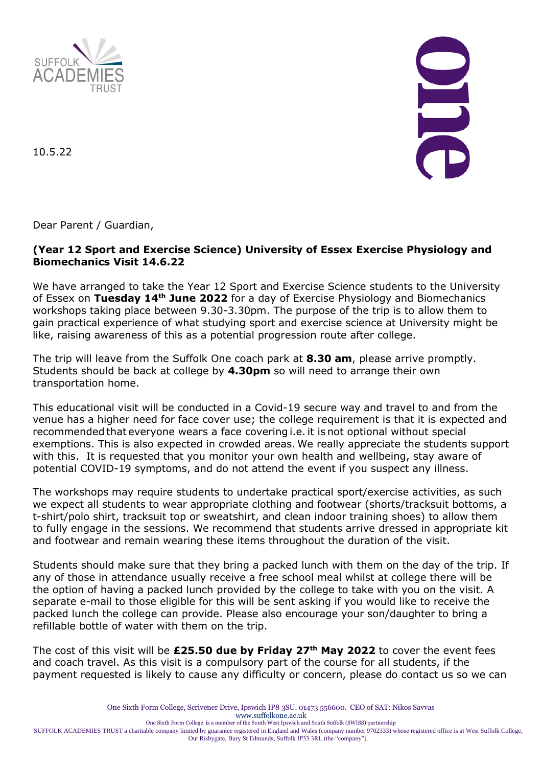10.5.22

Dear Parent / Guardian,

**(Year 12 Sport and Exercise Science) University of Essex Exercise Physiology and Biomechanics Visit 14.6.22**

We have arranged to take the Year 12 Sport and Exercise Science students to the University of Essex on **Tuesday 14th June 2022** for a day of Exercise Physiology and Biomechanics workshops taking place between 9.30-3.30pm. The purpose of the trip is to allow them to gain practical experience of what studying sport and exercise science at University might be like, raising awareness of this as a potential progression route after college.

The trip will leave from the Suffolk One coach park at **8.30 am**, please arrive promptly. Students should be back at college by **4.30pm** so will need to arrange their own transportation home.

This educational visit will be conducted in a Covid-19 secure way and travel to and from the venue has a higher need for face cover use; the college requirement is that it is expected and recommended that everyone wears a face covering i.e. it is not optional without special exemptions. This is also expected in crowded areas. We really appreciate the students support with this. It is requested that you monitor your own health and wellbeing, stay aware of potential COVID-19 symptoms, and do not attend the event if you suspect any illness.

The workshops may require students to undertake practical sport/exercise activities, as such we expect all students to wear appropriate clothing and footwear (shorts/tracksuit bottoms, a t-shirt/polo shirt, tracksuit top or sweatshirt, and clean indoor training shoes) to allow them to fully engage in the sessions. We recommend that students arrive dressed in appropriate kit and footwear and remain wearing these items throughout the duration of the visit.

Students should make sure that they bring a packed lunch with them on the day of the trip. If any of those in attendance usually receive a free school meal whilst at college there will be the option of having a packed lunch provided by the college to take with you on the visit. A separate e-mail to those eligible for this will be sent asking if you would like to receive the packed lunch the college can provide. Please also encourage your son/daughter to bring a refillable bottle of water with them on the trip.

The cost of this visit will be **£25.50 due by Friday 27th May 2022** to cover the event fees and coach travel. As this visit is a compulsory part of the course for all students, if the payment requested is likely to cause any difficulty or concern, please do contact us so we can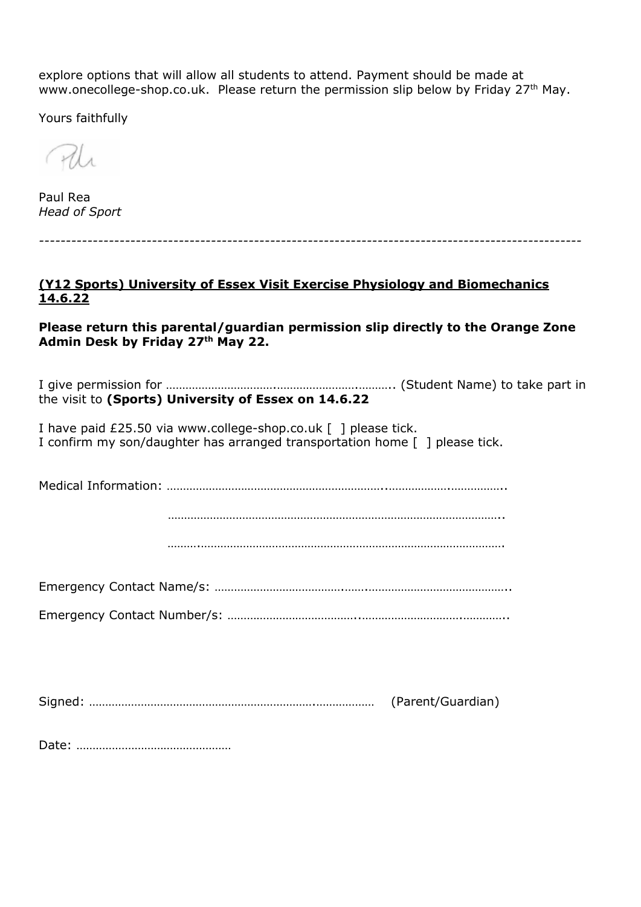explore options that will allow all students to attend. Payment should be made at www.onecollege-shop.co.uk. Please return the permission slip below by Friday 27th May.

Yours faithfully

Paul Rea
*Head of Sport*

---

**(Y12 Sports) University of Essex Visit Exercise Physiology and Biomechanics 14.6.22**

**Please return this parental/guardian permission slip directly to the Orange Zone Admin Desk by Friday 27th May 22.**

I give permission for ……………………………………………………………………….. (Student Name) to take part in the visit to **(Sports) University of Essex on 14.6.22**

I have paid £25.50 via www.college-shop.co.uk [ ] please tick.
I confirm my son/daughter has arranged transportation home [ ] please tick.

Medical Information: ……………………………………………………………………………………………..

……………………………………………………………………………………………..

……………………………………………………………………………………………..

Emergency Contact Name/s: ……………………………………………………………………………………..

Emergency Contact Number/s: ……………………………………………………………………………………..

Signed: ………………………………………………………………………………… (Parent/Guardian)

Date: …………………………………………